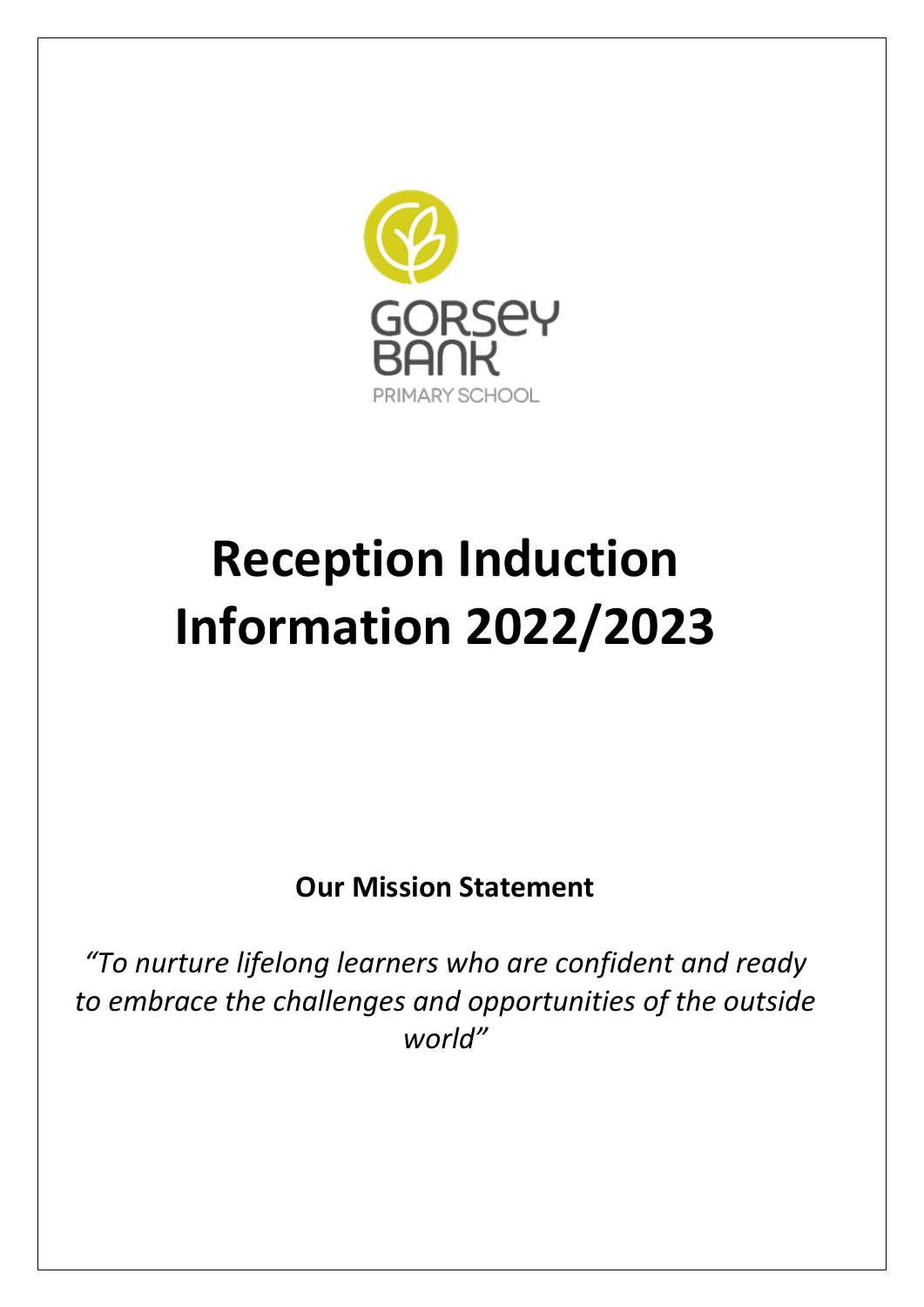GORSEY BANK

PRIMARY SCHOOL

# Reception Induction Information 2022/2023

**Our Mission Statement**

*"To nurture lifelong learners who are confident and ready to embrace the challenges and opportunities of the outside world"*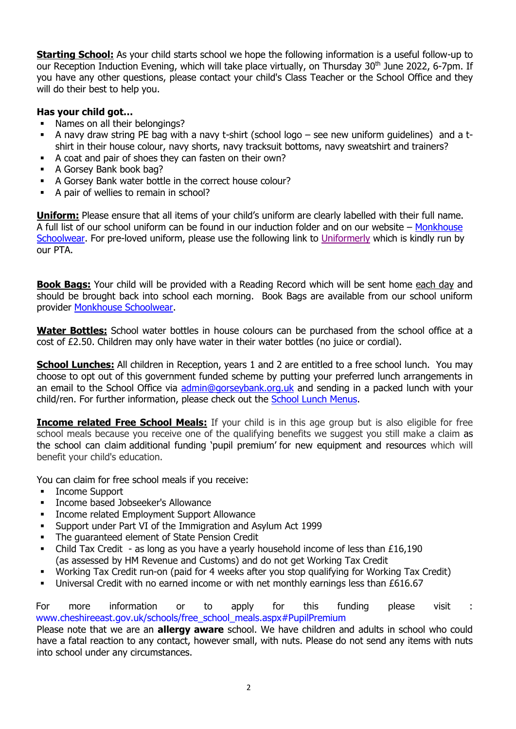**Starting School:** As your child starts school we hope the following information is a useful follow-up to our Reception Induction Evening, which will take place virtually, on Thursday 30th June 2022, 6-7pm. If you have any other questions, please contact your child's Class Teacher or the School Office and they will do their best to help you.

**Has your child got…**

- Names on all their belongings?
- A navy draw string PE bag with a navy t-shirt (school logo – see new uniform guidelines) and a t-shirt in their house colour, navy shorts, navy tracksuit bottoms, navy sweatshirt and trainers?
- A coat and pair of shoes they can fasten on their own?
- A Gorsey Bank book bag?
- A Gorsey Bank water bottle in the correct house colour?
- A pair of wellies to remain in school?

**Uniform:** Please ensure that all items of your child's uniform are clearly labelled with their full name. A full list of our school uniform can be found in our induction folder and on our website – Monkhouse Schoolwear. For pre-loved uniform, please use the following link to Uniformerly which is kindly run by our PTA.

**Book Bags:** Your child will be provided with a Reading Record which will be sent home each day and should be brought back into school each morning. Book Bags are available from our school uniform provider Monkhouse Schoolwear.

**Water Bottles:** School water bottles in house colours can be purchased from the school office at a cost of £2.50. Children may only have water in their water bottles (no juice or cordial).

**School Lunches:** All children in Reception, years 1 and 2 are entitled to a free school lunch. You may choose to opt out of this government funded scheme by putting your preferred lunch arrangements in an email to the School Office via admin@gorseybank.org.uk and sending in a packed lunch with your child/ren. For further information, please check out the School Lunch Menus.

**Income related Free School Meals:** If your child is in this age group but is also eligible for free school meals because you receive one of the qualifying benefits we suggest you still make a claim as the school can claim additional funding 'pupil premium' for new equipment and resources which will benefit your child's education.

You can claim for free school meals if you receive:

- Income Support
- Income based Jobseeker's Allowance
- Income related Employment Support Allowance
- Support under Part VI of the Immigration and Asylum Act 1999
- The guaranteed element of State Pension Credit
- Child Tax Credit - as long as you have a yearly household income of less than £16,190 (as assessed by HM Revenue and Customs) and do not get Working Tax Credit
- Working Tax Credit run-on (paid for 4 weeks after you stop qualifying for Working Tax Credit)
- Universal Credit with no earned income or with net monthly earnings less than £616.67

For more information or to apply for this funding please visit : www.cheshireeast.gov.uk/schools/free_school_meals.aspx#PupilPremium

Please note that we are an **allergy aware** school. We have children and adults in school who could have a fatal reaction to any contact, however small, with nuts. Please do not send any items with nuts into school under any circumstances.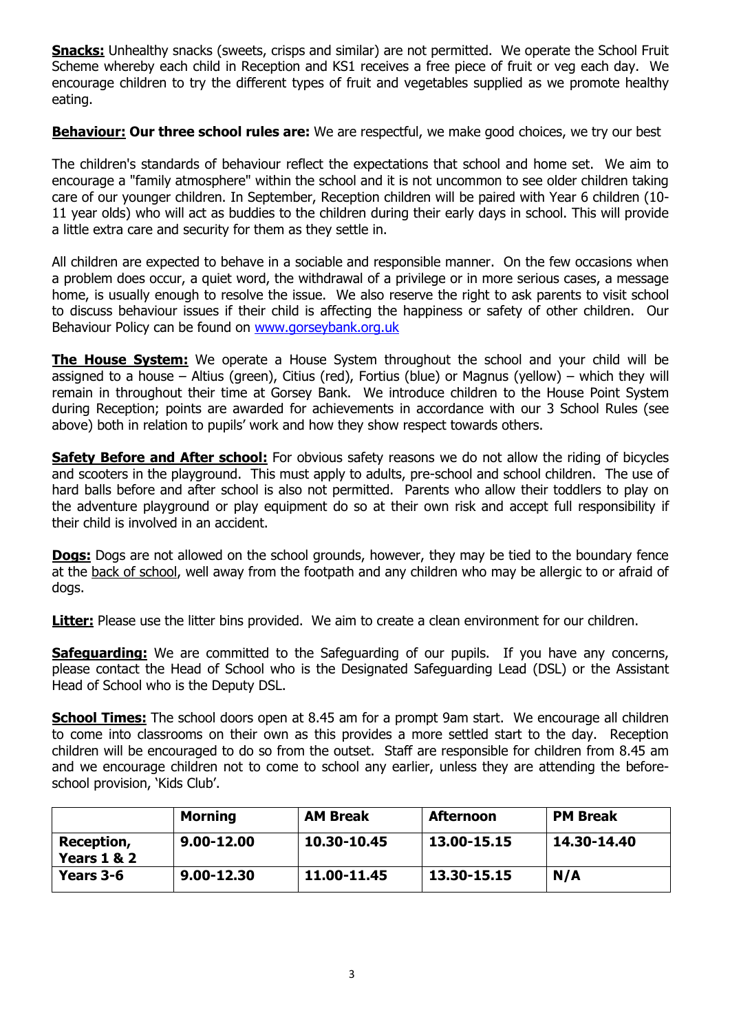**Snacks:** Unhealthy snacks (sweets, crisps and similar) are not permitted. We operate the School Fruit Scheme whereby each child in Reception and KS1 receives a free piece of fruit or veg each day. We encourage children to try the different types of fruit and vegetables supplied as we promote healthy eating.

**Behaviour:** **Our three school rules are:** We are respectful, we make good choices, we try our best

The children's standards of behaviour reflect the expectations that school and home set. We aim to encourage a "family atmosphere" within the school and it is not uncommon to see older children taking care of our younger children. In September, Reception children will be paired with Year 6 children (10-11 year olds) who will act as buddies to the children during their early days in school. This will provide a little extra care and security for them as they settle in.

All children are expected to behave in a sociable and responsible manner. On the few occasions when a problem does occur, a quiet word, the withdrawal of a privilege or in more serious cases, a message home, is usually enough to resolve the issue. We also reserve the right to ask parents to visit school to discuss behaviour issues if their child is affecting the happiness or safety of other children. Our Behaviour Policy can be found on www.gorseybank.org.uk

**The House System:** We operate a House System throughout the school and your child will be assigned to a house – Altius (green), Citius (red), Fortius (blue) or Magnus (yellow) – which they will remain in throughout their time at Gorsey Bank. We introduce children to the House Point System during Reception; points are awarded for achievements in accordance with our 3 School Rules (see above) both in relation to pupils' work and how they show respect towards others.

**Safety Before and After school:** For obvious safety reasons we do not allow the riding of bicycles and scooters in the playground. This must apply to adults, pre-school and school children. The use of hard balls before and after school is also not permitted. Parents who allow their toddlers to play on the adventure playground or play equipment do so at their own risk and accept full responsibility if their child is involved in an accident.

**Dogs:** Dogs are not allowed on the school grounds, however, they may be tied to the boundary fence at the back of school, well away from the footpath and any children who may be allergic to or afraid of dogs.

**Litter:** Please use the litter bins provided. We aim to create a clean environment for our children.

**Safeguarding:** We are committed to the Safeguarding of our pupils. If you have any concerns, please contact the Head of School who is the Designated Safeguarding Lead (DSL) or the Assistant Head of School who is the Deputy DSL.

**School Times:** The school doors open at 8.45 am for a prompt 9am start. We encourage all children to come into classrooms on their own as this provides a more settled start to the day. Reception children will be encouraged to do so from the outset. Staff are responsible for children from 8.45 am and we encourage children not to come to school any earlier, unless they are attending the before-school provision, 'Kids Club'.

| | **Morning** | **AM Break** | **Afternoon** | **PM Break** |
|---|---|---|---|---|
| **Reception, Years 1 & 2** | **9.00-12.00** | **10.30-10.45** | **13.00-15.15** | **14.30-14.40** |
| **Years 3-6** | **9.00-12.30** | **11.00-11.45** | **13.30-15.15** | **N/A** |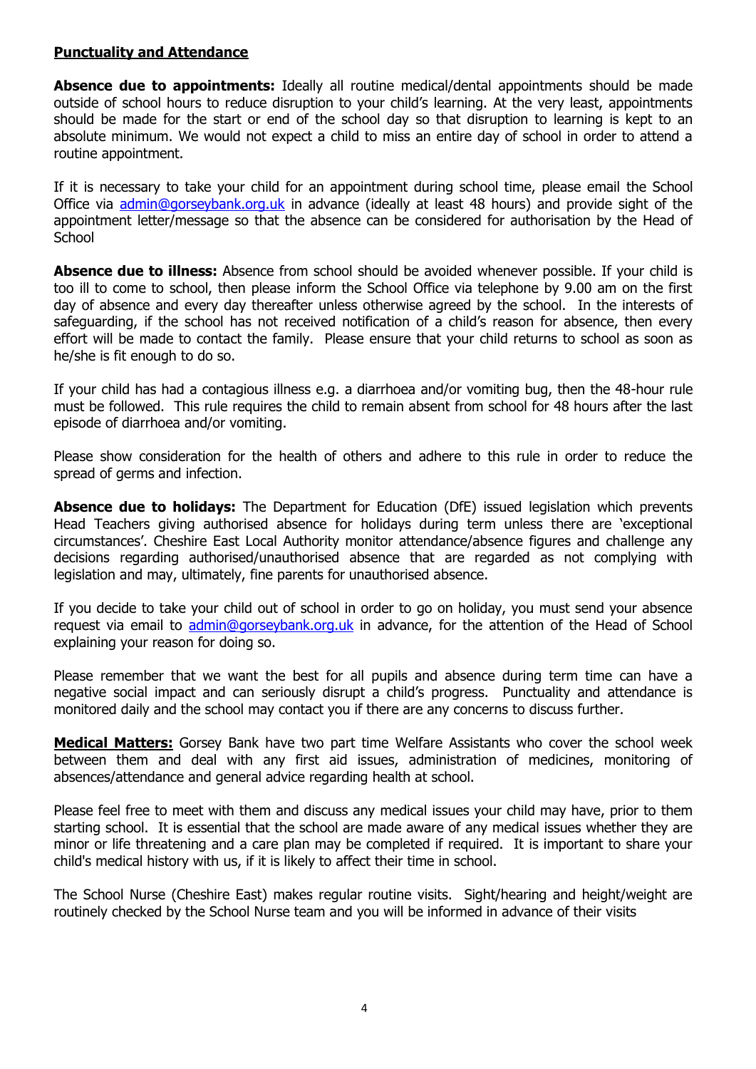## Punctuality and Attendance

**Absence due to appointments:** Ideally all routine medical/dental appointments should be made outside of school hours to reduce disruption to your child's learning. At the very least, appointments should be made for the start or end of the school day so that disruption to learning is kept to an absolute minimum. We would not expect a child to miss an entire day of school in order to attend a routine appointment.

If it is necessary to take your child for an appointment during school time, please email the School Office via admin@gorseybank.org.uk in advance (ideally at least 48 hours) and provide sight of the appointment letter/message so that the absence can be considered for authorisation by the Head of School

**Absence due to illness:** Absence from school should be avoided whenever possible. If your child is too ill to come to school, then please inform the School Office via telephone by 9.00 am on the first day of absence and every day thereafter unless otherwise agreed by the school. In the interests of safeguarding, if the school has not received notification of a child's reason for absence, then every effort will be made to contact the family. Please ensure that your child returns to school as soon as he/she is fit enough to do so.

If your child has had a contagious illness e.g. a diarrhoea and/or vomiting bug, then the 48-hour rule must be followed. This rule requires the child to remain absent from school for 48 hours after the last episode of diarrhoea and/or vomiting.

Please show consideration for the health of others and adhere to this rule in order to reduce the spread of germs and infection.

**Absence due to holidays:** The Department for Education (DfE) issued legislation which prevents Head Teachers giving authorised absence for holidays during term unless there are 'exceptional circumstances'. Cheshire East Local Authority monitor attendance/absence figures and challenge any decisions regarding authorised/unauthorised absence that are regarded as not complying with legislation and may, ultimately, fine parents for unauthorised absence.

If you decide to take your child out of school in order to go on holiday, you must send your absence request via email to admin@gorseybank.org.uk in advance, for the attention of the Head of School explaining your reason for doing so.

Please remember that we want the best for all pupils and absence during term time can have a negative social impact and can seriously disrupt a child's progress. Punctuality and attendance is monitored daily and the school may contact you if there are any concerns to discuss further.

**Medical Matters:** Gorsey Bank have two part time Welfare Assistants who cover the school week between them and deal with any first aid issues, administration of medicines, monitoring of absences/attendance and general advice regarding health at school.

Please feel free to meet with them and discuss any medical issues your child may have, prior to them starting school. It is essential that the school are made aware of any medical issues whether they are minor or life threatening and a care plan may be completed if required. It is important to share your child's medical history with us, if it is likely to affect their time in school.

The School Nurse (Cheshire East) makes regular routine visits. Sight/hearing and height/weight are routinely checked by the School Nurse team and you will be informed in advance of their visits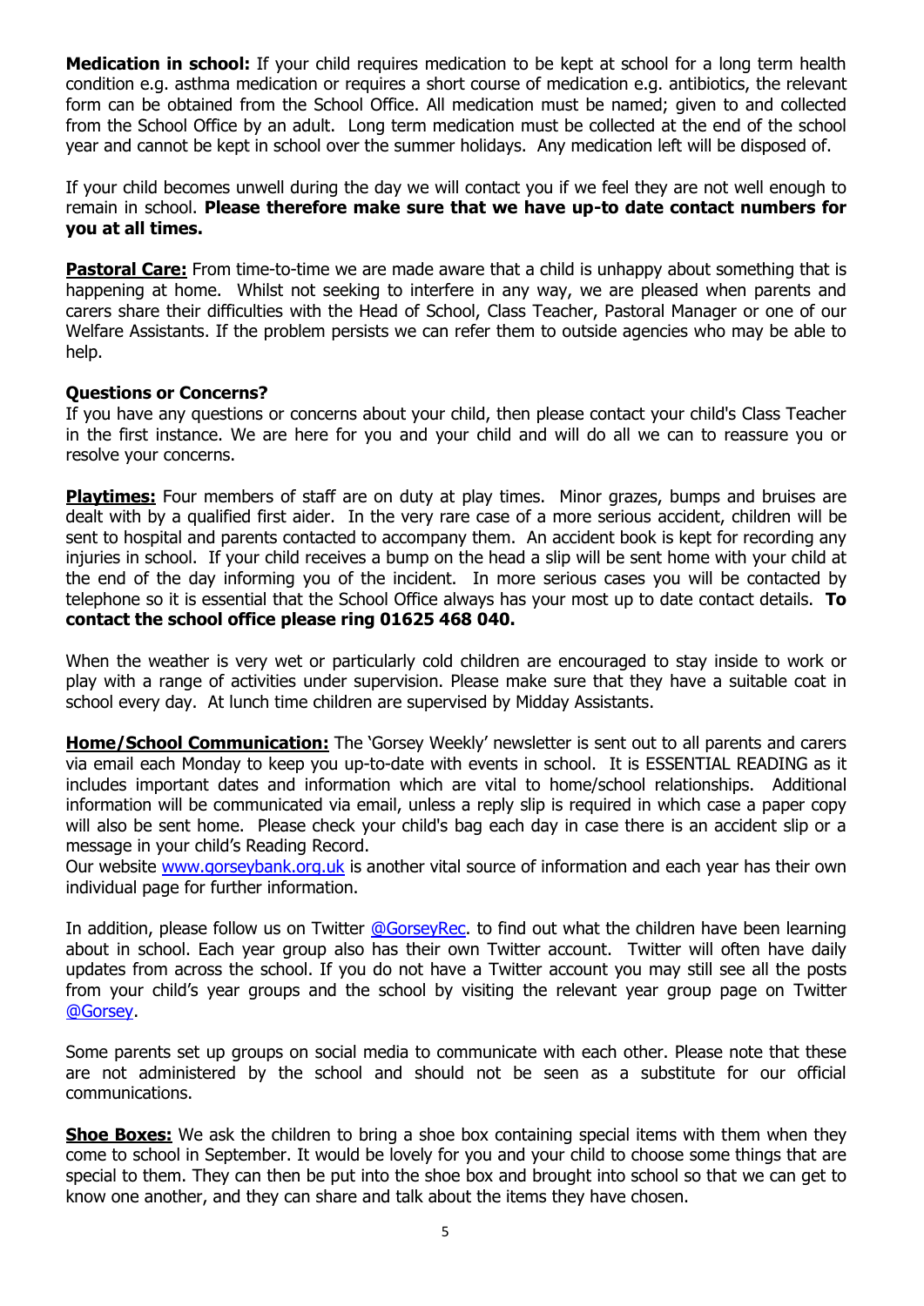**Medication in school:** If your child requires medication to be kept at school for a long term health condition e.g. asthma medication or requires a short course of medication e.g. antibiotics, the relevant form can be obtained from the School Office. All medication must be named; given to and collected from the School Office by an adult. Long term medication must be collected at the end of the school year and cannot be kept in school over the summer holidays. Any medication left will be disposed of.

If your child becomes unwell during the day we will contact you if we feel they are not well enough to remain in school. **Please therefore make sure that we have up-to date contact numbers for you at all times.**

**Pastoral Care:** From time-to-time we are made aware that a child is unhappy about something that is happening at home. Whilst not seeking to interfere in any way, we are pleased when parents and carers share their difficulties with the Head of School, Class Teacher, Pastoral Manager or one of our Welfare Assistants. If the problem persists we can refer them to outside agencies who may be able to help.

**Questions or Concerns?**
If you have any questions or concerns about your child, then please contact your child's Class Teacher in the first instance. We are here for you and your child and will do all we can to reassure you or resolve your concerns.

**Playtimes:** Four members of staff are on duty at play times. Minor grazes, bumps and bruises are dealt with by a qualified first aider. In the very rare case of a more serious accident, children will be sent to hospital and parents contacted to accompany them. An accident book is kept for recording any injuries in school. If your child receives a bump on the head a slip will be sent home with your child at the end of the day informing you of the incident. In more serious cases you will be contacted by telephone so it is essential that the School Office always has your most up to date contact details. **To contact the school office please ring 01625 468 040.**

When the weather is very wet or particularly cold children are encouraged to stay inside to work or play with a range of activities under supervision. Please make sure that they have a suitable coat in school every day. At lunch time children are supervised by Midday Assistants.

**Home/School Communication:** The 'Gorsey Weekly' newsletter is sent out to all parents and carers via email each Monday to keep you up-to-date with events in school. It is ESSENTIAL READING as it includes important dates and information which are vital to home/school relationships. Additional information will be communicated via email, unless a reply slip is required in which case a paper copy will also be sent home. Please check your child's bag each day in case there is an accident slip or a message in your child's Reading Record.
Our website www.gorseybank.org.uk is another vital source of information and each year has their own individual page for further information.

In addition, please follow us on Twitter @GorseyRec. to find out what the children have been learning about in school. Each year group also has their own Twitter account. Twitter will often have daily updates from across the school. If you do not have a Twitter account you may still see all the posts from your child's year groups and the school by visiting the relevant year group page on Twitter @Gorsey.

Some parents set up groups on social media to communicate with each other. Please note that these are not administered by the school and should not be seen as a substitute for our official communications.

**Shoe Boxes:** We ask the children to bring a shoe box containing special items with them when they come to school in September. It would be lovely for you and your child to choose some things that are special to them. They can then be put into the shoe box and brought into school so that we can get to know one another, and they can share and talk about the items they have chosen.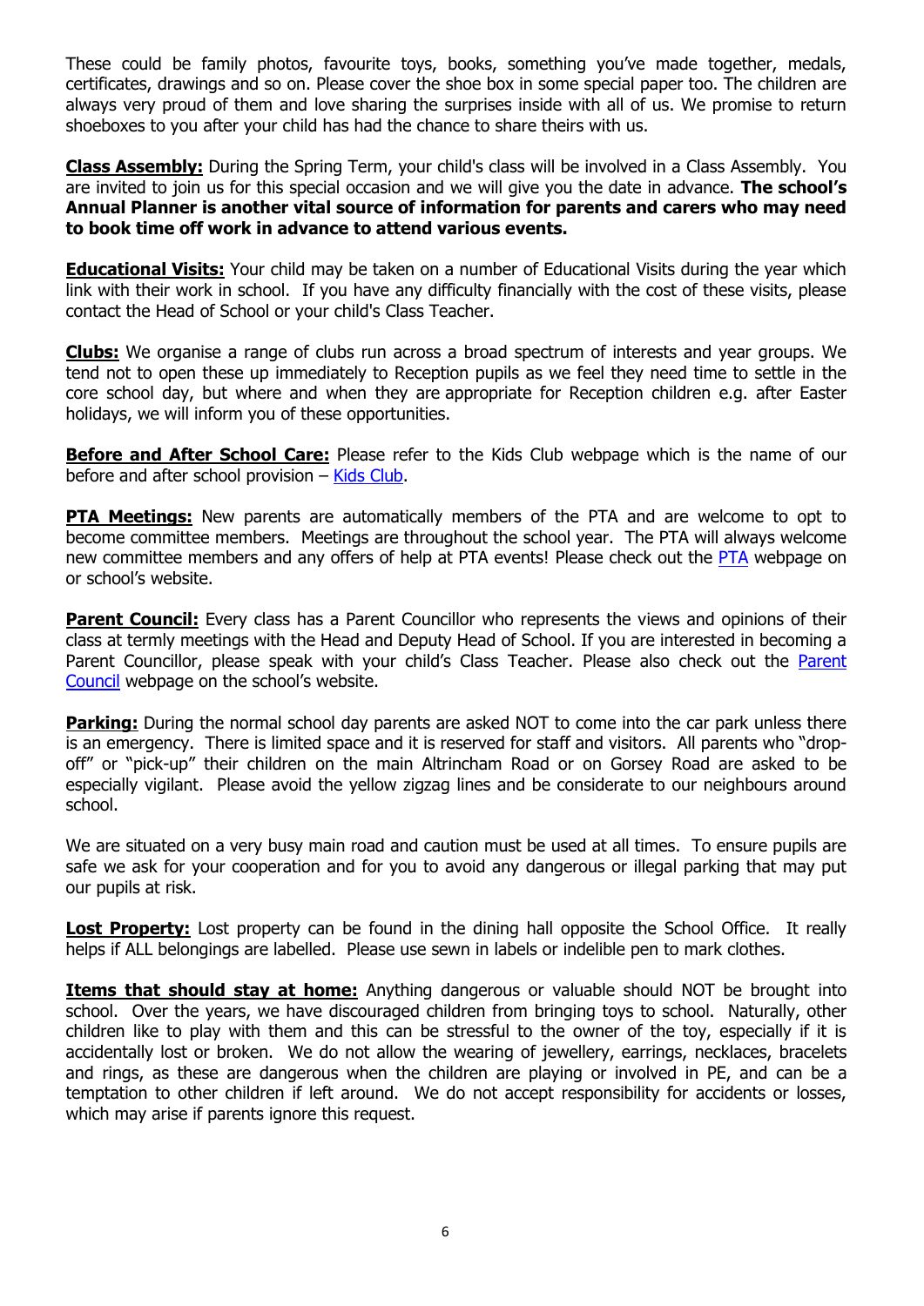These could be family photos, favourite toys, books, something you've made together, medals, certificates, drawings and so on. Please cover the shoe box in some special paper too. The children are always very proud of them and love sharing the surprises inside with all of us. We promise to return shoeboxes to you after your child has had the chance to share theirs with us.

**Class Assembly:** During the Spring Term, your child's class will be involved in a Class Assembly. You are invited to join us for this special occasion and we will give you the date in advance. **The school's Annual Planner is another vital source of information for parents and carers who may need to book time off work in advance to attend various events.**

**Educational Visits:** Your child may be taken on a number of Educational Visits during the year which link with their work in school. If you have any difficulty financially with the cost of these visits, please contact the Head of School or your child's Class Teacher.

**Clubs:** We organise a range of clubs run across a broad spectrum of interests and year groups. We tend not to open these up immediately to Reception pupils as we feel they need time to settle in the core school day, but where and when they are appropriate for Reception children e.g. after Easter holidays, we will inform you of these opportunities.

**Before and After School Care:** Please refer to the Kids Club webpage which is the name of our before and after school provision – Kids Club.

**PTA Meetings:** New parents are automatically members of the PTA and are welcome to opt to become committee members. Meetings are throughout the school year. The PTA will always welcome new committee members and any offers of help at PTA events! Please check out the PTA webpage on or school's website.

**Parent Council:** Every class has a Parent Councillor who represents the views and opinions of their class at termly meetings with the Head and Deputy Head of School. If you are interested in becoming a Parent Councillor, please speak with your child's Class Teacher. Please also check out the Parent Council webpage on the school's website.

**Parking:** During the normal school day parents are asked NOT to come into the car park unless there is an emergency. There is limited space and it is reserved for staff and visitors. All parents who "drop-off" or "pick-up" their children on the main Altrincham Road or on Gorsey Road are asked to be especially vigilant. Please avoid the yellow zigzag lines and be considerate to our neighbours around school.

We are situated on a very busy main road and caution must be used at all times. To ensure pupils are safe we ask for your cooperation and for you to avoid any dangerous or illegal parking that may put our pupils at risk.

**Lost Property:** Lost property can be found in the dining hall opposite the School Office. It really helps if ALL belongings are labelled. Please use sewn in labels or indelible pen to mark clothes.

**Items that should stay at home:** Anything dangerous or valuable should NOT be brought into school. Over the years, we have discouraged children from bringing toys to school. Naturally, other children like to play with them and this can be stressful to the owner of the toy, especially if it is accidentally lost or broken. We do not allow the wearing of jewellery, earrings, necklaces, bracelets and rings, as these are dangerous when the children are playing or involved in PE, and can be a temptation to other children if left around. We do not accept responsibility for accidents or losses, which may arise if parents ignore this request.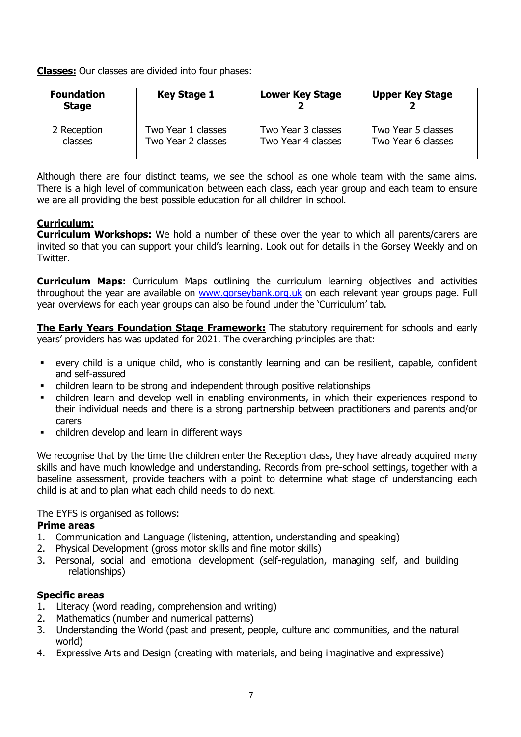**Classes:** Our classes are divided into four phases:

| Foundation Stage | Key Stage 1 | Lower Key Stage 2 | Upper Key Stage 2 |
|---|---|---|---|
| 2 Reception classes | Two Year 1 classes<br>Two Year 2 classes | Two Year 3 classes<br>Two Year 4 classes | Two Year 5 classes<br>Two Year 6 classes |

Although there are four distinct teams, we see the school as one whole team with the same aims. There is a high level of communication between each class, each year group and each team to ensure we are all providing the best possible education for all children in school.

**Curriculum:**

**Curriculum Workshops:** We hold a number of these over the year to which all parents/carers are invited so that you can support your child's learning. Look out for details in the Gorsey Weekly and on Twitter.

**Curriculum Maps:** Curriculum Maps outlining the curriculum learning objectives and activities throughout the year are available on [www.gorseybank.org.uk](http://www.gorseybank.org.uk) on each relevant year groups page. Full year overviews for each year groups can also be found under the 'Curriculum' tab.

**The Early Years Foundation Stage Framework:** The statutory requirement for schools and early years' providers has was updated for 2021. The overarching principles are that:

- every child is a unique child, who is constantly learning and can be resilient, capable, confident and self-assured
- children learn to be strong and independent through positive relationships
- children learn and develop well in enabling environments, in which their experiences respond to their individual needs and there is a strong partnership between practitioners and parents and/or carers
- children develop and learn in different ways

We recognise that by the time the children enter the Reception class, they have already acquired many skills and have much knowledge and understanding. Records from pre-school settings, together with a baseline assessment, provide teachers with a point to determine what stage of understanding each child is at and to plan what each child needs to do next.

The EYFS is organised as follows:

**Prime areas**

1. Communication and Language (listening, attention, understanding and speaking)
2. Physical Development (gross motor skills and fine motor skills)
3. Personal, social and emotional development (self-regulation, managing self, and building relationships)

**Specific areas**

1. Literacy (word reading, comprehension and writing)
2. Mathematics (number and numerical patterns)
3. Understanding the World (past and present, people, culture and communities, and the natural world)
4. Expressive Arts and Design (creating with materials, and being imaginative and expressive)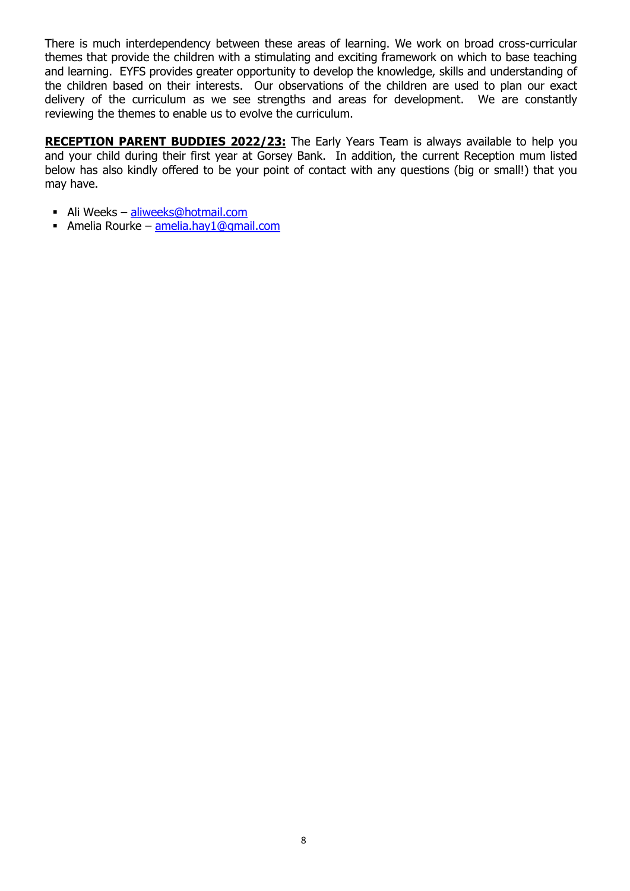There is much interdependency between these areas of learning. We work on broad cross-curricular themes that provide the children with a stimulating and exciting framework on which to base teaching and learning. EYFS provides greater opportunity to develop the knowledge, skills and understanding of the children based on their interests. Our observations of the children are used to plan our exact delivery of the curriculum as we see strengths and areas for development. We are constantly reviewing the themes to enable us to evolve the curriculum.

**RECEPTION PARENT BUDDIES 2022/23:** The Early Years Team is always available to help you and your child during their first year at Gorsey Bank. In addition, the current Reception mum listed below has also kindly offered to be your point of contact with any questions (big or small!) that you may have.

- Ali Weeks – aliweeks@hotmail.com
- Amelia Rourke – amelia.hay1@gmail.com